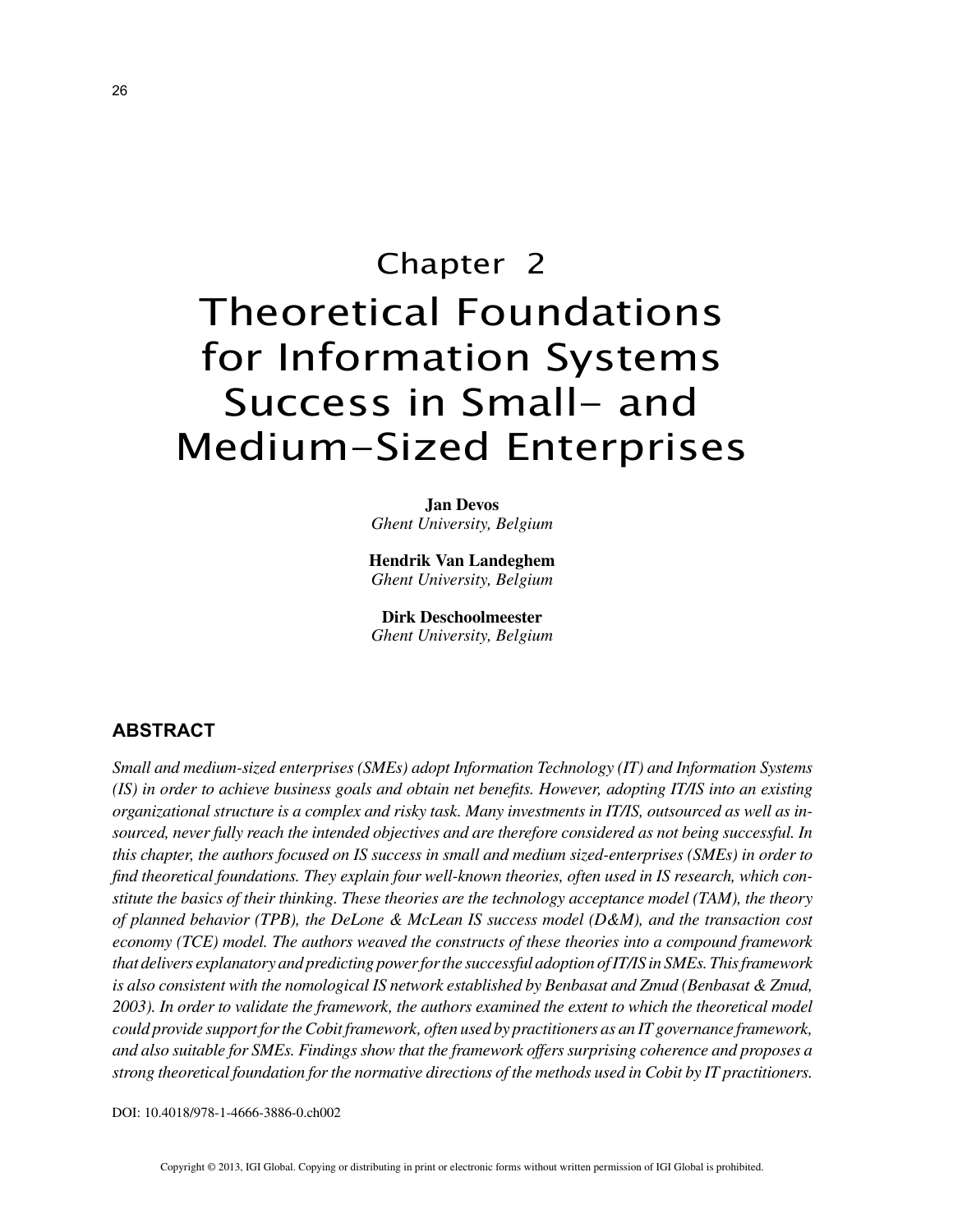# Chapter 2

# Theoretical Foundations for Information Systems Success in Small- and Medium-Sized Enterprises

**Jan Devos**
*Ghent University, Belgium*

**Hendrik Van Landeghem**
*Ghent University, Belgium*

**Dirk Deschoolmeester**
*Ghent University, Belgium*

## ABSTRACT

*Small and medium-sized enterprises (SMEs) adopt Information Technology (IT) and Information Systems (IS) in order to achieve business goals and obtain net benefits. However, adopting IT/IS into an existing organizational structure is a complex and risky task. Many investments in IT/IS, outsourced as well as insourced, never fully reach the intended objectives and are therefore considered as not being successful. In this chapter, the authors focused on IS success in small and medium sized-enterprises (SMEs) in order to find theoretical foundations. They explain four well-known theories, often used in IS research, which constitute the basics of their thinking. These theories are the technology acceptance model (TAM), the theory of planned behavior (TPB), the DeLone & McLean IS success model (D&M), and the transaction cost economy (TCE) model. The authors weaved the constructs of these theories into a compound framework that delivers explanatory and predicting power for the successful adoption of IT/IS in SMEs. This framework is also consistent with the nomological IS network established by Benbasat and Zmud (Benbasat & Zmud, 2003). In order to validate the framework, the authors examined the extent to which the theoretical model could provide support for the Cobit framework, often used by practitioners as an IT governance framework, and also suitable for SMEs. Findings show that the framework offers surprising coherence and proposes a strong theoretical foundation for the normative directions of the methods used in Cobit by IT practitioners.*

DOI: 10.4018/978-1-4666-3886-0.ch002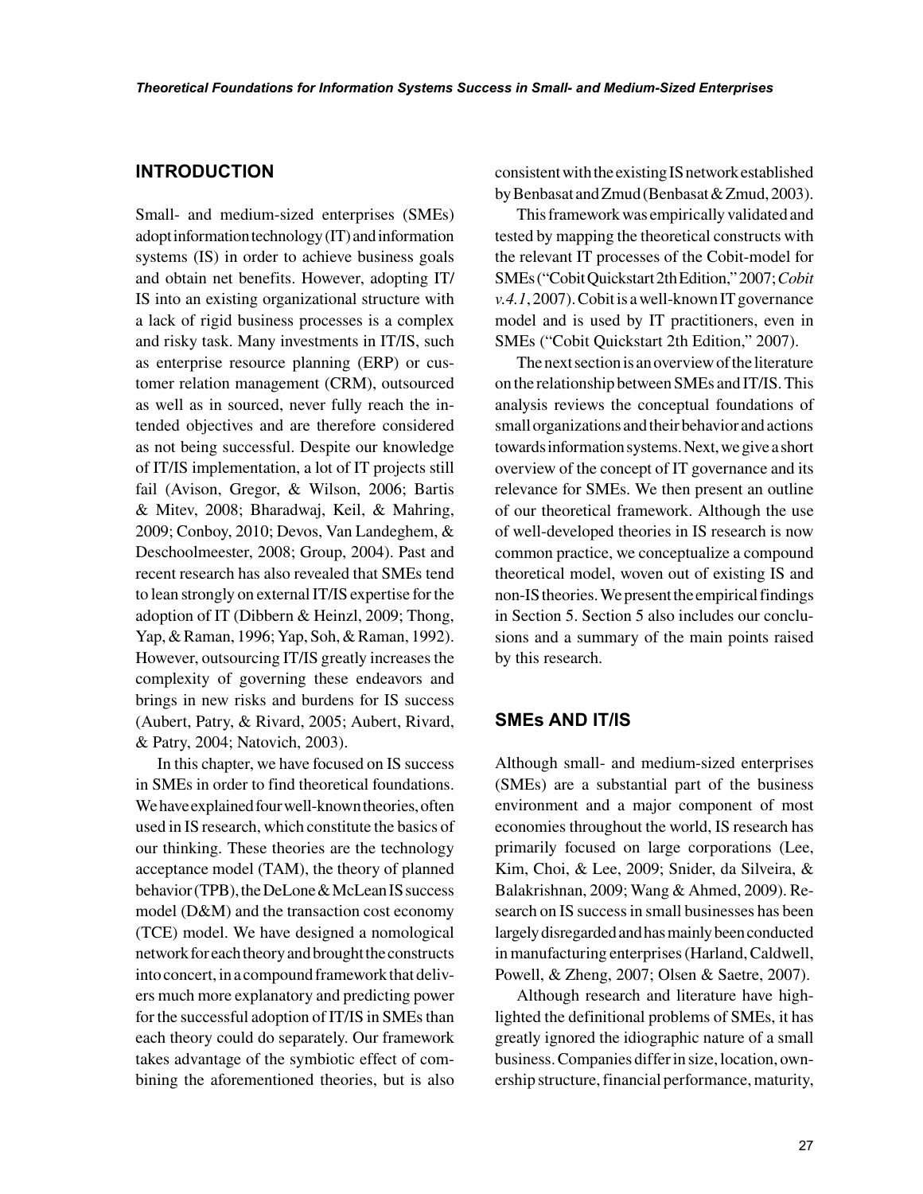## INTRODUCTION

Small- and medium-sized enterprises (SMEs) adopt information technology (IT) and information systems (IS) in order to achieve business goals and obtain net benefits. However, adopting IT/IS into an existing organizational structure with a lack of rigid business processes is a complex and risky task. Many investments in IT/IS, such as enterprise resource planning (ERP) or customer relation management (CRM), outsourced as well as in sourced, never fully reach the intended objectives and are therefore considered as not being successful. Despite our knowledge of IT/IS implementation, a lot of IT projects still fail (Avison, Gregor, & Wilson, 2006; Bartis & Mitev, 2008; Bharadwaj, Keil, & Mahring, 2009; Conboy, 2010; Devos, Van Landeghem, & Deschoolmeester, 2008; Group, 2004). Past and recent research has also revealed that SMEs tend to lean strongly on external IT/IS expertise for the adoption of IT (Dibbern & Heinzl, 2009; Thong, Yap, & Raman, 1996; Yap, Soh, & Raman, 1992). However, outsourcing IT/IS greatly increases the complexity of governing these endeavors and brings in new risks and burdens for IS success (Aubert, Patry, & Rivard, 2005; Aubert, Rivard, & Patry, 2004; Natovich, 2003).

In this chapter, we have focused on IS success in SMEs in order to find theoretical foundations. We have explained four well-known theories, often used in IS research, which constitute the basics of our thinking. These theories are the technology acceptance model (TAM), the theory of planned behavior (TPB), the DeLone & McLean IS success model (D&M) and the transaction cost economy (TCE) model. We have designed a nomological network for each theory and brought the constructs into concert, in a compound framework that delivers much more explanatory and predicting power for the successful adoption of IT/IS in SMEs than each theory could do separately. Our framework takes advantage of the symbiotic effect of combining the aforementioned theories, but is also consistent with the existing IS network established by Benbasat and Zmud (Benbasat & Zmud, 2003).

This framework was empirically validated and tested by mapping the theoretical constructs with the relevant IT processes of the Cobit-model for SMEs ("Cobit Quickstart 2th Edition," 2007; *Cobit v.4.1*, 2007). Cobit is a well-known IT governance model and is used by IT practitioners, even in SMEs ("Cobit Quickstart 2th Edition," 2007).

The next section is an overview of the literature on the relationship between SMEs and IT/IS. This analysis reviews the conceptual foundations of small organizations and their behavior and actions towards information systems. Next, we give a short overview of the concept of IT governance and its relevance for SMEs. We then present an outline of our theoretical framework. Although the use of well-developed theories in IS research is now common practice, we conceptualize a compound theoretical model, woven out of existing IS and non-IS theories. We present the empirical findings in Section 5. Section 5 also includes our conclusions and a summary of the main points raised by this research.

## SMEs AND IT/IS

Although small- and medium-sized enterprises (SMEs) are a substantial part of the business environment and a major component of most economies throughout the world, IS research has primarily focused on large corporations (Lee, Kim, Choi, & Lee, 2009; Snider, da Silveira, & Balakrishnan, 2009; Wang & Ahmed, 2009). Research on IS success in small businesses has been largely disregarded and has mainly been conducted in manufacturing enterprises (Harland, Caldwell, Powell, & Zheng, 2007; Olsen & Saetre, 2007).

Although research and literature have highlighted the definitional problems of SMEs, it has greatly ignored the idiographic nature of a small business. Companies differ in size, location, ownership structure, financial performance, maturity,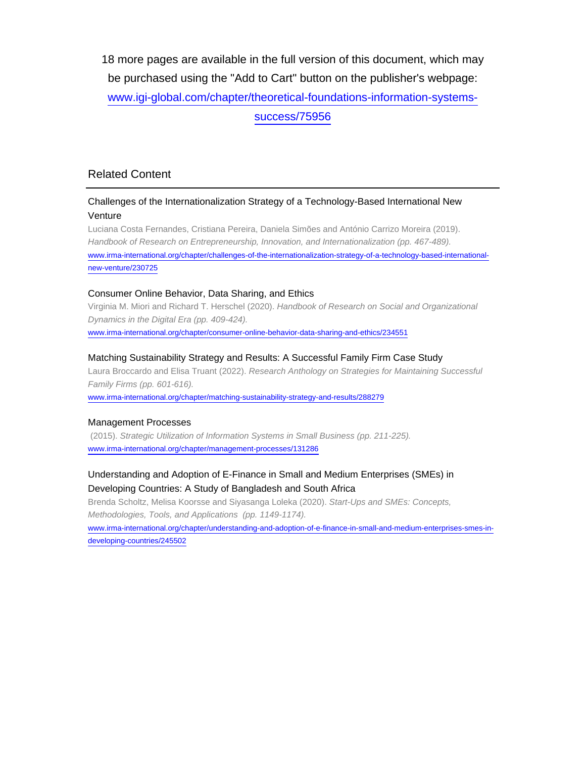18 more pages are available in the full version of this document, which may be purchased using the "Add to Cart" button on the publisher's webpage: [www.igi-global.com/chapter/theoretical-foundations-information-systems-success/75956](www.igi-global.com/chapter/theoretical-foundations-information-systems-success/75956)

## Related Content

### Challenges of the Internationalization Strategy of a Technology-Based International New Venture

Luciana Costa Fernandes, Cristiana Pereira, Daniela Simões and António Carrizo Moreira (2019). *Handbook of Research on Entrepreneurship, Innovation, and Internationalization (pp. 467-489).*

[www.irma-international.org/chapter/challenges-of-the-internationalization-strategy-of-a-technology-based-international-new-venture/230725](www.irma-international.org/chapter/challenges-of-the-internationalization-strategy-of-a-technology-based-international-new-venture/230725)

### Consumer Online Behavior, Data Sharing, and Ethics

Virginia M. Miori and Richard T. Herschel (2020). *Handbook of Research on Social and Organizational Dynamics in the Digital Era (pp. 409-424).*

[www.irma-international.org/chapter/consumer-online-behavior-data-sharing-and-ethics/234551](www.irma-international.org/chapter/consumer-online-behavior-data-sharing-and-ethics/234551)

### Matching Sustainability Strategy and Results: A Successful Family Firm Case Study

Laura Broccardo and Elisa Truant (2022). *Research Anthology on Strategies for Maintaining Successful Family Firms (pp. 601-616).*

[www.irma-international.org/chapter/matching-sustainability-strategy-and-results/288279](www.irma-international.org/chapter/matching-sustainability-strategy-and-results/288279)

### Management Processes

(2015). *Strategic Utilization of Information Systems in Small Business (pp. 211-225).*

[www.irma-international.org/chapter/management-processes/131286](www.irma-international.org/chapter/management-processes/131286)

### Understanding and Adoption of E-Finance in Small and Medium Enterprises (SMEs) in Developing Countries: A Study of Bangladesh and South Africa

Brenda Scholtz, Melisa Koorsse and Siyasanga Loleka (2020). *Start-Ups and SMEs: Concepts, Methodologies, Tools, and Applications (pp. 1149-1174).*

[www.irma-international.org/chapter/understanding-and-adoption-of-e-finance-in-small-and-medium-enterprises-smes-in-developing-countries/245502](www.irma-international.org/chapter/understanding-and-adoption-of-e-finance-in-small-and-medium-enterprises-smes-in-developing-countries/245502)